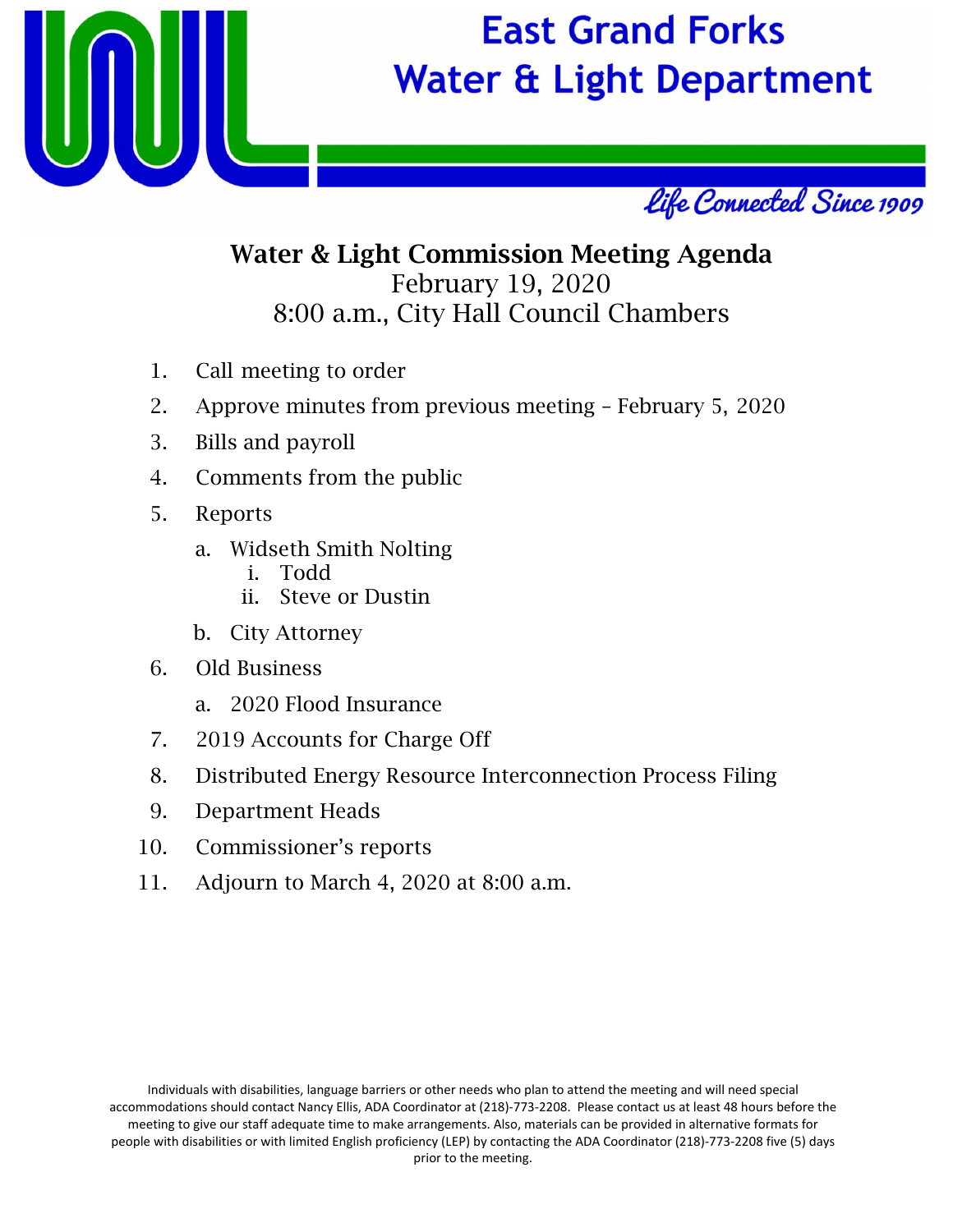# East Grand Forks Water & Light Department

*Life Connected Since 1909*

## Water & Light Commission Meeting Agenda

February 19, 2020

8:00 a.m., City Hall Council Chambers

1. Call meeting to order
2. Approve minutes from previous meeting – February 5, 2020
3. Bills and payroll
4. Comments from the public
5. Reports
   a. Widseth Smith Nolting
      i. Todd
      ii. Steve or Dustin
   b. City Attorney
6. Old Business
   a. 2020 Flood Insurance
7. 2019 Accounts for Charge Off
8. Distributed Energy Resource Interconnection Process Filing
9. Department Heads
10. Commissioner's reports
11. Adjourn to March 4, 2020 at 8:00 a.m.

Individuals with disabilities, language barriers or other needs who plan to attend the meeting and will need special accommodations should contact Nancy Ellis, ADA Coordinator at (218)-773-2208. Please contact us at least 48 hours before the meeting to give our staff adequate time to make arrangements. Also, materials can be provided in alternative formats for people with disabilities or with limited English proficiency (LEP) by contacting the ADA Coordinator (218)-773-2208 five (5) days prior to the meeting.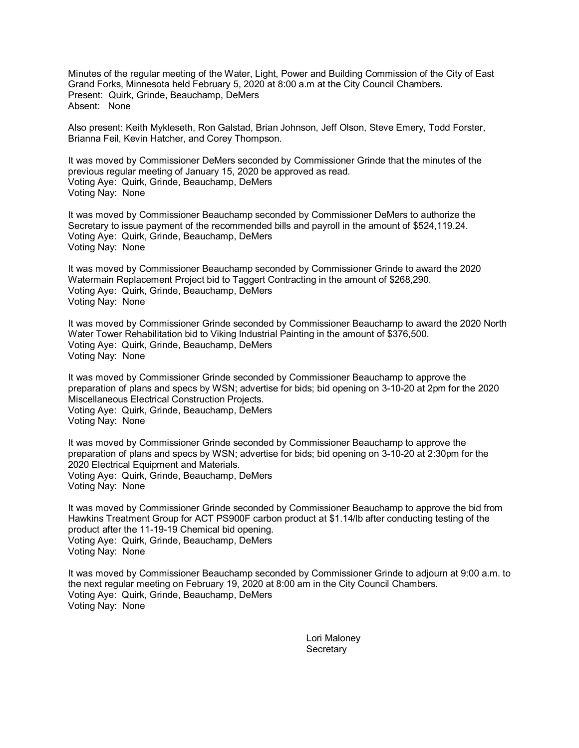Minutes of the regular meeting of the Water, Light, Power and Building Commission of the City of East Grand Forks, Minnesota held February 5, 2020 at 8:00 a.m at the City Council Chambers.
Present: Quirk, Grinde, Beauchamp, DeMers
Absent: None

Also present: Keith Mykleseth, Ron Galstad, Brian Johnson, Jeff Olson, Steve Emery, Todd Forster, Brianna Feil, Kevin Hatcher, and Corey Thompson.

It was moved by Commissioner DeMers seconded by Commissioner Grinde that the minutes of the previous regular meeting of January 15, 2020 be approved as read.
Voting Aye: Quirk, Grinde, Beauchamp, DeMers
Voting Nay: None

It was moved by Commissioner Beauchamp seconded by Commissioner DeMers to authorize the Secretary to issue payment of the recommended bills and payroll in the amount of $524,119.24.
Voting Aye: Quirk, Grinde, Beauchamp, DeMers
Voting Nay: None

It was moved by Commissioner Beauchamp seconded by Commissioner Grinde to award the 2020 Watermain Replacement Project bid to Taggert Contracting in the amount of $268,290.
Voting Aye: Quirk, Grinde, Beauchamp, DeMers
Voting Nay: None

It was moved by Commissioner Grinde seconded by Commissioner Beauchamp to award the 2020 North Water Tower Rehabilitation bid to Viking Industrial Painting in the amount of $376,500.
Voting Aye: Quirk, Grinde, Beauchamp, DeMers
Voting Nay: None

It was moved by Commissioner Grinde seconded by Commissioner Beauchamp to approve the preparation of plans and specs by WSN; advertise for bids; bid opening on 3-10-20 at 2pm for the 2020 Miscellaneous Electrical Construction Projects.
Voting Aye: Quirk, Grinde, Beauchamp, DeMers
Voting Nay: None

It was moved by Commissioner Grinde seconded by Commissioner Beauchamp to approve the preparation of plans and specs by WSN; advertise for bids; bid opening on 3-10-20 at 2:30pm for the 2020 Electrical Equipment and Materials.
Voting Aye: Quirk, Grinde, Beauchamp, DeMers
Voting Nay: None

It was moved by Commissioner Grinde seconded by Commissioner Beauchamp to approve the bid from Hawkins Treatment Group for ACT PS900F carbon product at $1.14/lb after conducting testing of the product after the 11-19-19 Chemical bid opening.
Voting Aye: Quirk, Grinde, Beauchamp, DeMers
Voting Nay: None

It was moved by Commissioner Beauchamp seconded by Commissioner Grinde to adjourn at 9:00 a.m. to the next regular meeting on February 19, 2020 at 8:00 am in the City Council Chambers.
Voting Aye: Quirk, Grinde, Beauchamp, DeMers
Voting Nay: None

Lori Maloney
Secretary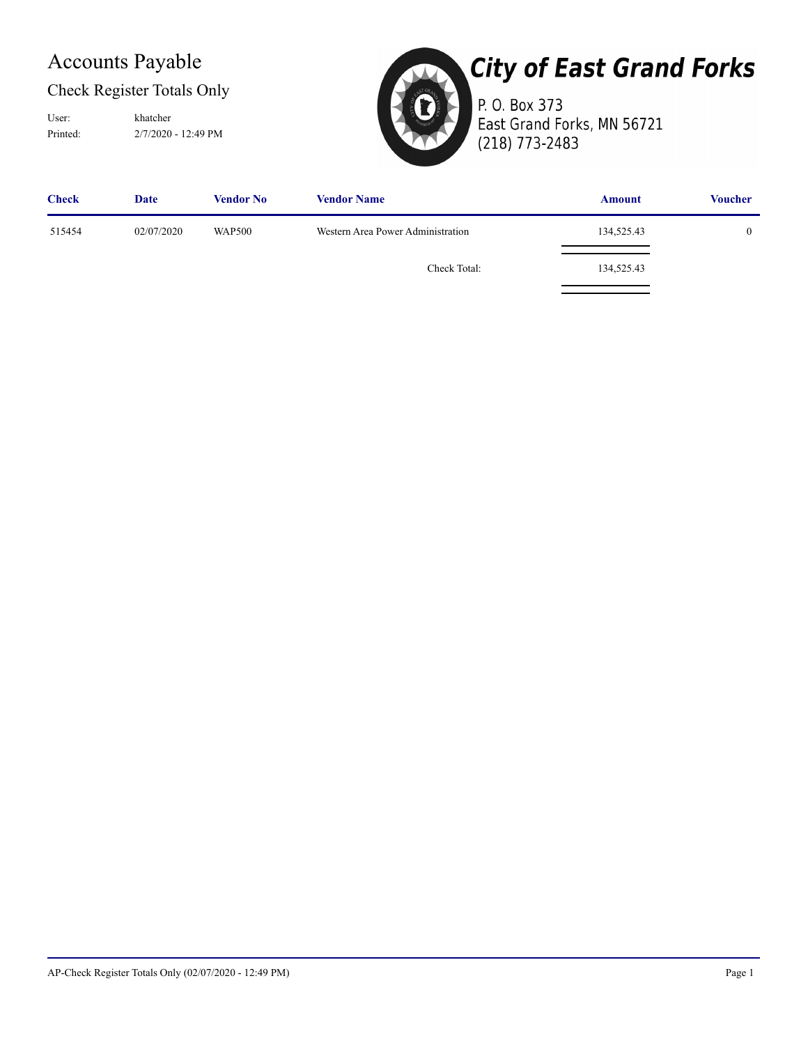# Accounts Payable

## Check Register Totals Only

User: khatcher
Printed: 2/7/2020 - 12:49 PM

**City of East Grand Forks**
P. O. Box 373
East Grand Forks, MN 56721
(218) 773-2483

| Check | Date | Vendor No | Vendor Name | Amount | Voucher |
|---|---|---|---|---|---|
| 515454 | 02/07/2020 | WAP500 | Western Area Power Administration | 134,525.43 | 0 |
| | | | Check Total: | 134,525.43 | |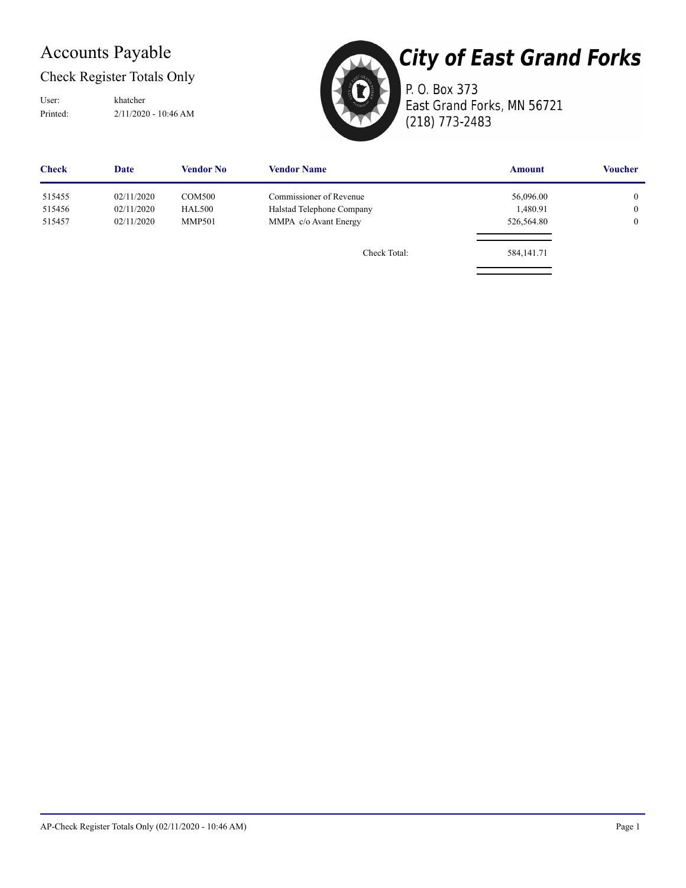# Accounts Payable

## Check Register Totals Only

User: khatcher
Printed: 2/11/2020 - 10:46 AM

**City of East Grand Forks**
P. O. Box 373
East Grand Forks, MN 56721
(218) 773-2483

| Check | Date | Vendor No | Vendor Name | Amount | Voucher |
|---|---|---|---|---|---|
| 515455 | 02/11/2020 | COM500 | Commissioner of Revenue | 56,096.00 | 0 |
| 515456 | 02/11/2020 | HAL500 | Halstad Telephone Company | 1,480.91 | 0 |
| 515457 | 02/11/2020 | MMP501 | MMPA c/o Avant Energy | 526,564.80 | 0 |
| | | | Check Total: | 584,141.71 | |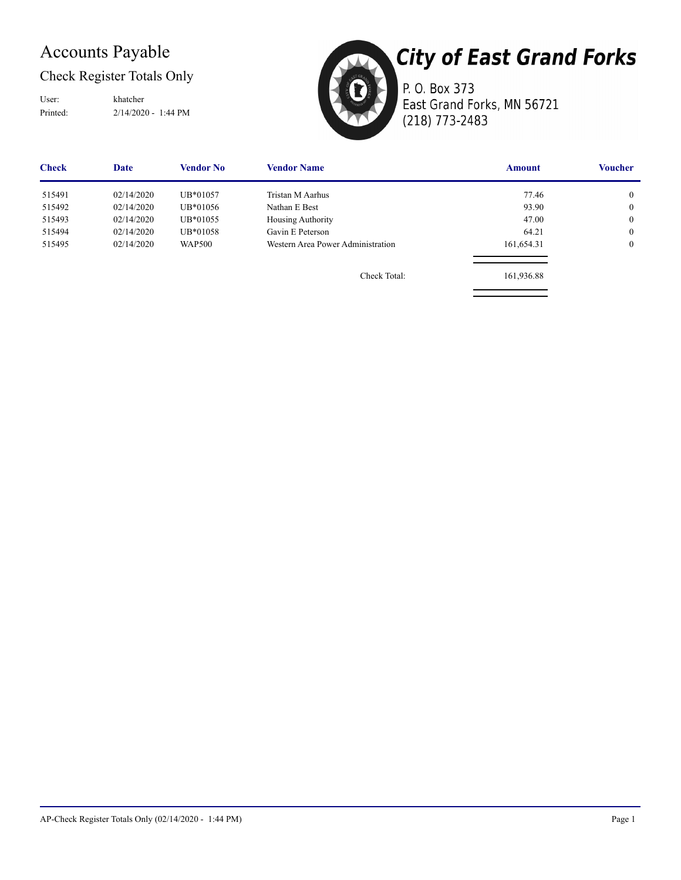# Accounts Payable

## Check Register Totals Only

User: khatcher
Printed: 2/14/2020 - 1:44 PM

# City of East Grand Forks

P. O. Box 373
East Grand Forks, MN 56721
(218) 773-2483

| Check | Date | Vendor No | Vendor Name | Amount | Voucher |
|---|---|---|---|---|---|
| 515491 | 02/14/2020 | UB*01057 | Tristan M Aarhus | 77.46 | 0 |
| 515492 | 02/14/2020 | UB*01056 | Nathan E Best | 93.90 | 0 |
| 515493 | 02/14/2020 | UB*01055 | Housing Authority | 47.00 | 0 |
| 515494 | 02/14/2020 | UB*01058 | Gavin E Peterson | 64.21 | 0 |
| 515495 | 02/14/2020 | WAP500 | Western Area Power Administration | 161,654.31 | 0 |
| | | | Check Total: | 161,936.88 | |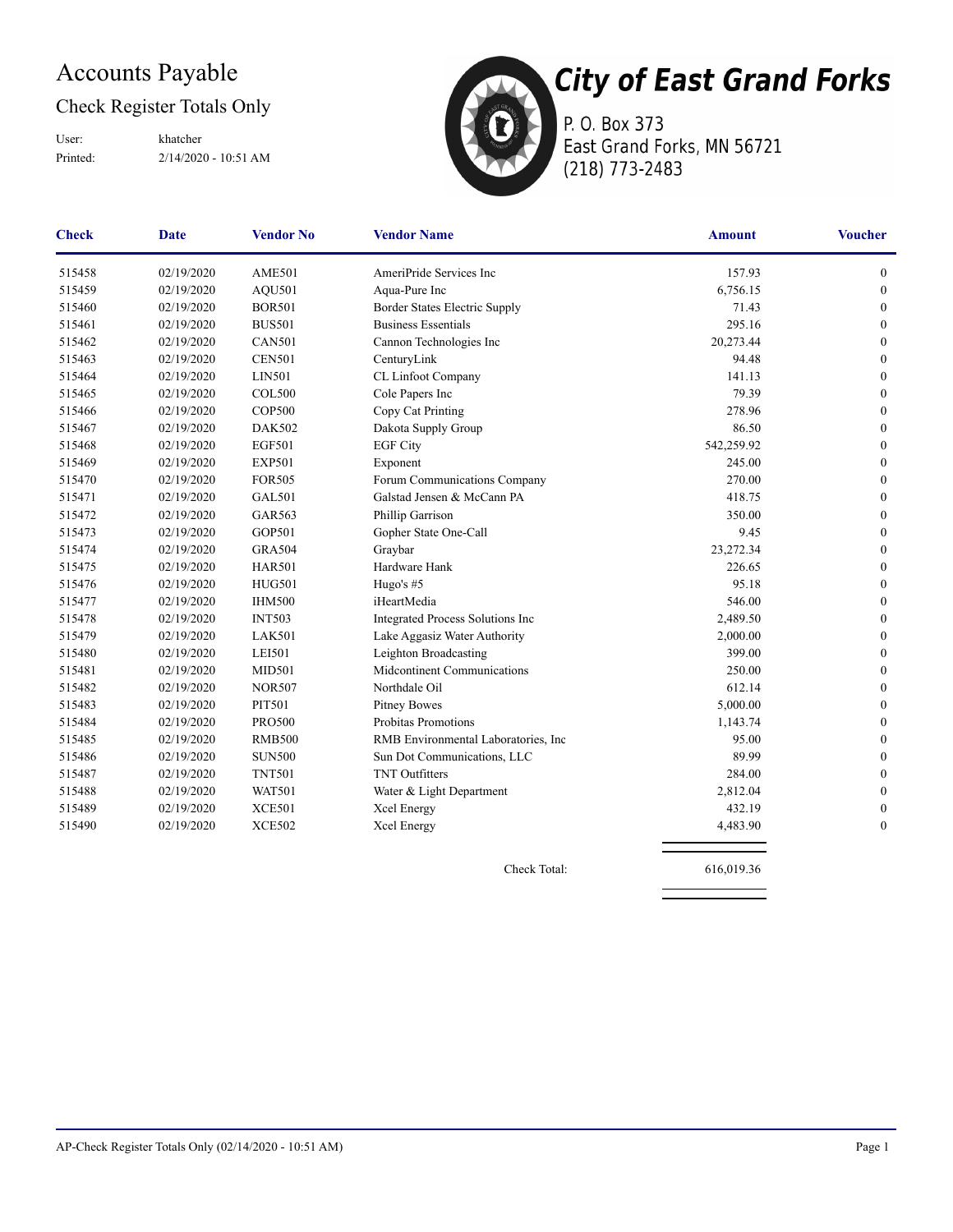# Accounts Payable

## Check Register Totals Only

User: khatcher
Printed: 2/14/2020 - 10:51 AM

**City of East Grand Forks**
P. O. Box 373
East Grand Forks, MN 56721
(218) 773-2483

| Check | Date | Vendor No | Vendor Name | Amount | Voucher |
|---|---|---|---|---|---|
| 515458 | 02/19/2020 | AME501 | AmeriPride Services Inc | 157.93 | 0 |
| 515459 | 02/19/2020 | AQU501 | Aqua-Pure Inc | 6,756.15 | 0 |
| 515460 | 02/19/2020 | BOR501 | Border States Electric Supply | 71.43 | 0 |
| 515461 | 02/19/2020 | BUS501 | Business Essentials | 295.16 | 0 |
| 515462 | 02/19/2020 | CAN501 | Cannon Technologies Inc | 20,273.44 | 0 |
| 515463 | 02/19/2020 | CEN501 | CenturyLink | 94.48 | 0 |
| 515464 | 02/19/2020 | LIN501 | CL Linfoot Company | 141.13 | 0 |
| 515465 | 02/19/2020 | COL500 | Cole Papers Inc | 79.39 | 0 |
| 515466 | 02/19/2020 | COP500 | Copy Cat Printing | 278.96 | 0 |
| 515467 | 02/19/2020 | DAK502 | Dakota Supply Group | 86.50 | 0 |
| 515468 | 02/19/2020 | EGF501 | EGF City | 542,259.92 | 0 |
| 515469 | 02/19/2020 | EXP501 | Exponent | 245.00 | 0 |
| 515470 | 02/19/2020 | FOR505 | Forum Communications Company | 270.00 | 0 |
| 515471 | 02/19/2020 | GAL501 | Galstad Jensen & McCann PA | 418.75 | 0 |
| 515472 | 02/19/2020 | GAR563 | Phillip Garrison | 350.00 | 0 |
| 515473 | 02/19/2020 | GOP501 | Gopher State One-Call | 9.45 | 0 |
| 515474 | 02/19/2020 | GRA504 | Graybar | 23,272.34 | 0 |
| 515475 | 02/19/2020 | HAR501 | Hardware Hank | 226.65 | 0 |
| 515476 | 02/19/2020 | HUG501 | Hugo's #5 | 95.18 | 0 |
| 515477 | 02/19/2020 | IHM500 | iHeartMedia | 546.00 | 0 |
| 515478 | 02/19/2020 | INT503 | Integrated Process Solutions Inc | 2,489.50 | 0 |
| 515479 | 02/19/2020 | LAK501 | Lake Aggasiz Water Authority | 2,000.00 | 0 |
| 515480 | 02/19/2020 | LEI501 | Leighton Broadcasting | 399.00 | 0 |
| 515481 | 02/19/2020 | MID501 | Midcontinent Communications | 250.00 | 0 |
| 515482 | 02/19/2020 | NOR507 | Northdale Oil | 612.14 | 0 |
| 515483 | 02/19/2020 | PIT501 | Pitney Bowes | 5,000.00 | 0 |
| 515484 | 02/19/2020 | PRO500 | Probitas Promotions | 1,143.74 | 0 |
| 515485 | 02/19/2020 | RMB500 | RMB Environmental Laboratories, Inc | 95.00 | 0 |
| 515486 | 02/19/2020 | SUN500 | Sun Dot Communications, LLC | 89.99 | 0 |
| 515487 | 02/19/2020 | TNT501 | TNT Outfitters | 284.00 | 0 |
| 515488 | 02/19/2020 | WAT501 | Water & Light Department | 2,812.04 | 0 |
| 515489 | 02/19/2020 | XCE501 | Xcel Energy | 432.19 | 0 |
| 515490 | 02/19/2020 | XCE502 | Xcel Energy | 4,483.90 | 0 |
| | | | Check Total: | 616,019.36 | |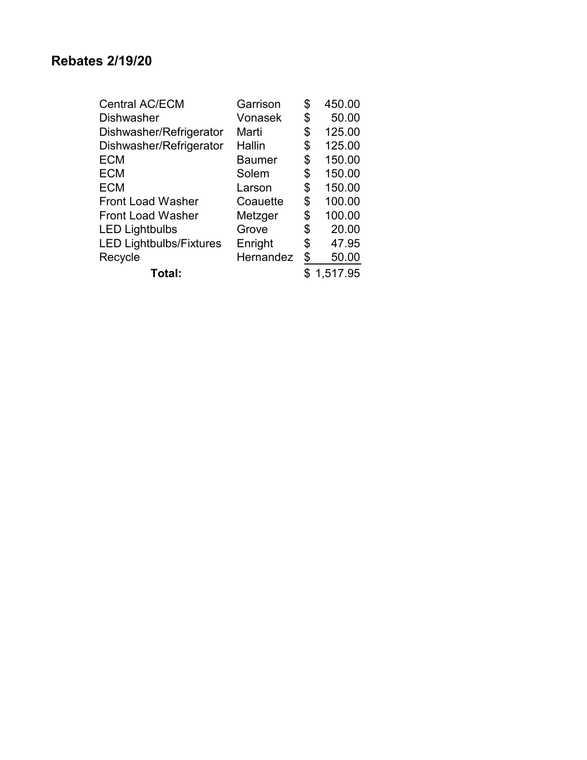# Rebates 2/19/20

| | | |
|---|---|---|
| Central AC/ECM | Garrison | $ 450.00 |
| Dishwasher | Vonasek | $ 50.00 |
| Dishwasher/Refrigerator | Marti | $ 125.00 |
| Dishwasher/Refrigerator | Hallin | $ 125.00 |
| ECM | Baumer | $ 150.00 |
| ECM | Solem | $ 150.00 |
| ECM | Larson | $ 150.00 |
| Front Load Washer | Coauette | $ 100.00 |
| Front Load Washer | Metzger | $ 100.00 |
| LED Lightbulbs | Grove | $ 20.00 |
| LED Lightbulbs/Fixtures | Enright | $ 47.95 |
| Recycle | Hernandez | $ 50.00 |
| **Total:** | | $ 1,517.95 |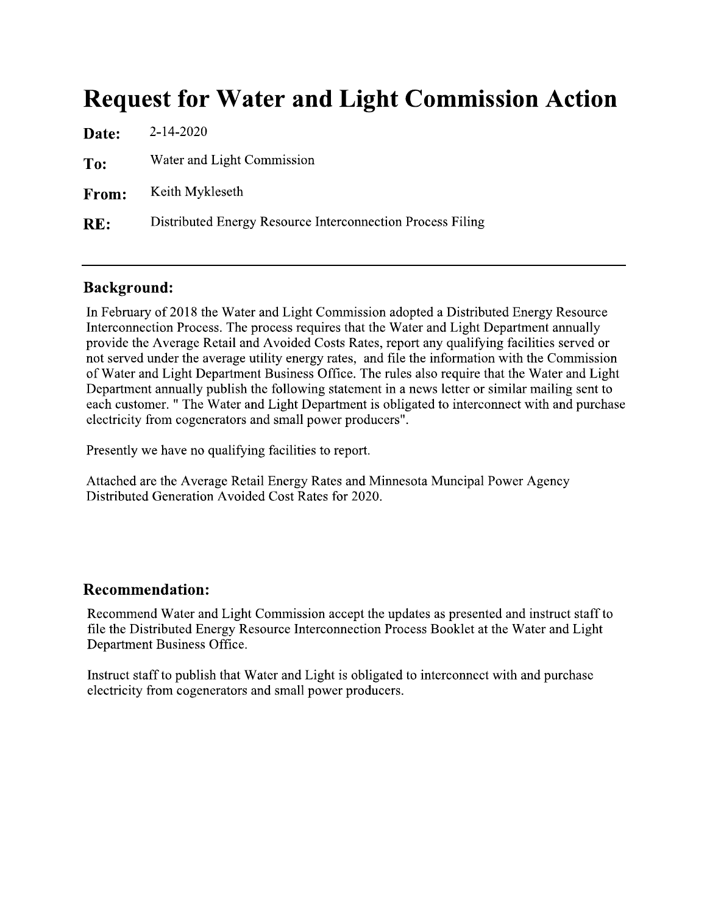# Request for Water and Light Commission Action

**Date:** 2-14-2020

**To:** Water and Light Commission

**From:** Keith Mykleseth

**RE:** Distributed Energy Resource Interconnection Process Filing

---

## Background:

In February of 2018 the Water and Light Commission adopted a Distributed Energy Resource Interconnection Process. The process requires that the Water and Light Department annually provide the Average Retail and Avoided Costs Rates, report any qualifying facilities served or not served under the average utility energy rates, and file the information with the Commission of Water and Light Department Business Office. The rules also require that the Water and Light Department annually publish the following statement in a news letter or similar mailing sent to each customer. " The Water and Light Department is obligated to interconnect with and purchase electricity from cogenerators and small power producers".

Presently we have no qualifying facilities to report.

Attached are the Average Retail Energy Rates and Minnesota Muncipal Power Agency Distributed Generation Avoided Cost Rates for 2020.

## Recommendation:

Recommend Water and Light Commission accept the updates as presented and instruct staff to file the Distributed Energy Resource Interconnection Process Booklet at the Water and Light Department Business Office.

Instruct staff to publish that Water and Light is obligated to interconnect with and purchase electricity from cogenerators and small power producers.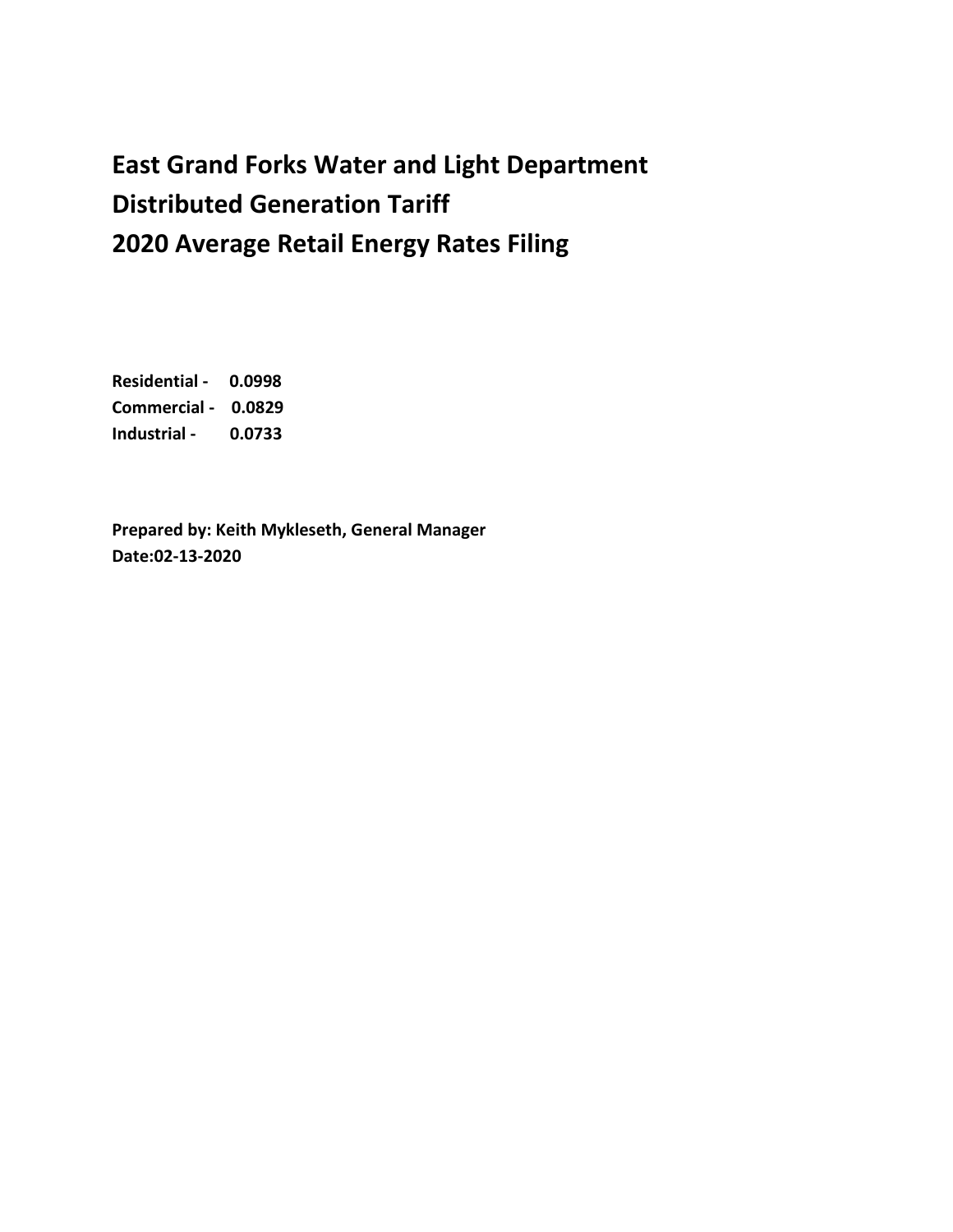# East Grand Forks Water and Light Department
# Distributed Generation Tariff
# 2020 Average Retail Energy Rates Filing

**Residential - 0.0998**
**Commercial - 0.0829**
**Industrial - 0.0733**

**Prepared by: Keith Mykleseth, General Manager**
**Date:02-13-2020**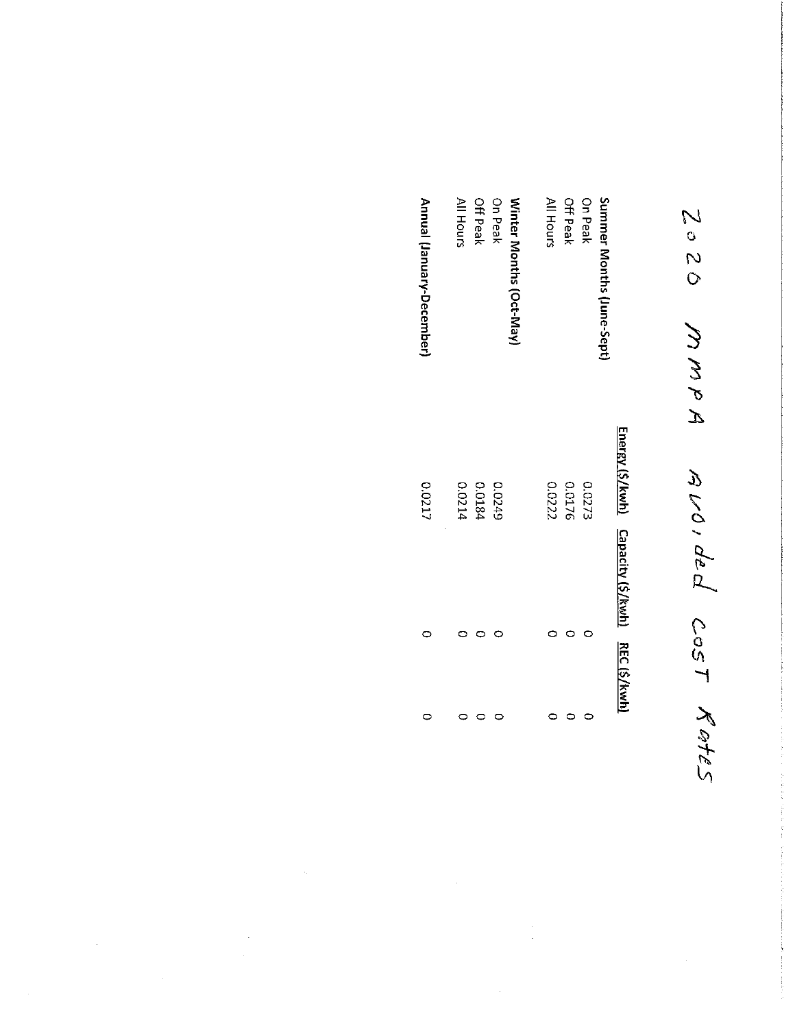# 2020 MMPA Avoided Cost Rates

| | Energy ($/kwh) | Capacity ($/kwh) | REC ($/kwh) |
|---|---|---|---|
| **Summer Months (June-Sept)** | | | |
| On Peak | 0.0273 | 0 | 0 |
| Off Peak | 0.0176 | 0 | 0 |
| All Hours | 0.0222 | 0 | 0 |
| **Winter Months (Oct-May)** | | | |
| On Peak | 0.0249 | 0 | 0 |
| Off Peak | 0.0184 | 0 | 0 |
| All Hours | 0.0214 | 0 | 0 |
| **Annual (January-December)** | 0.0217 | 0 | 0 |